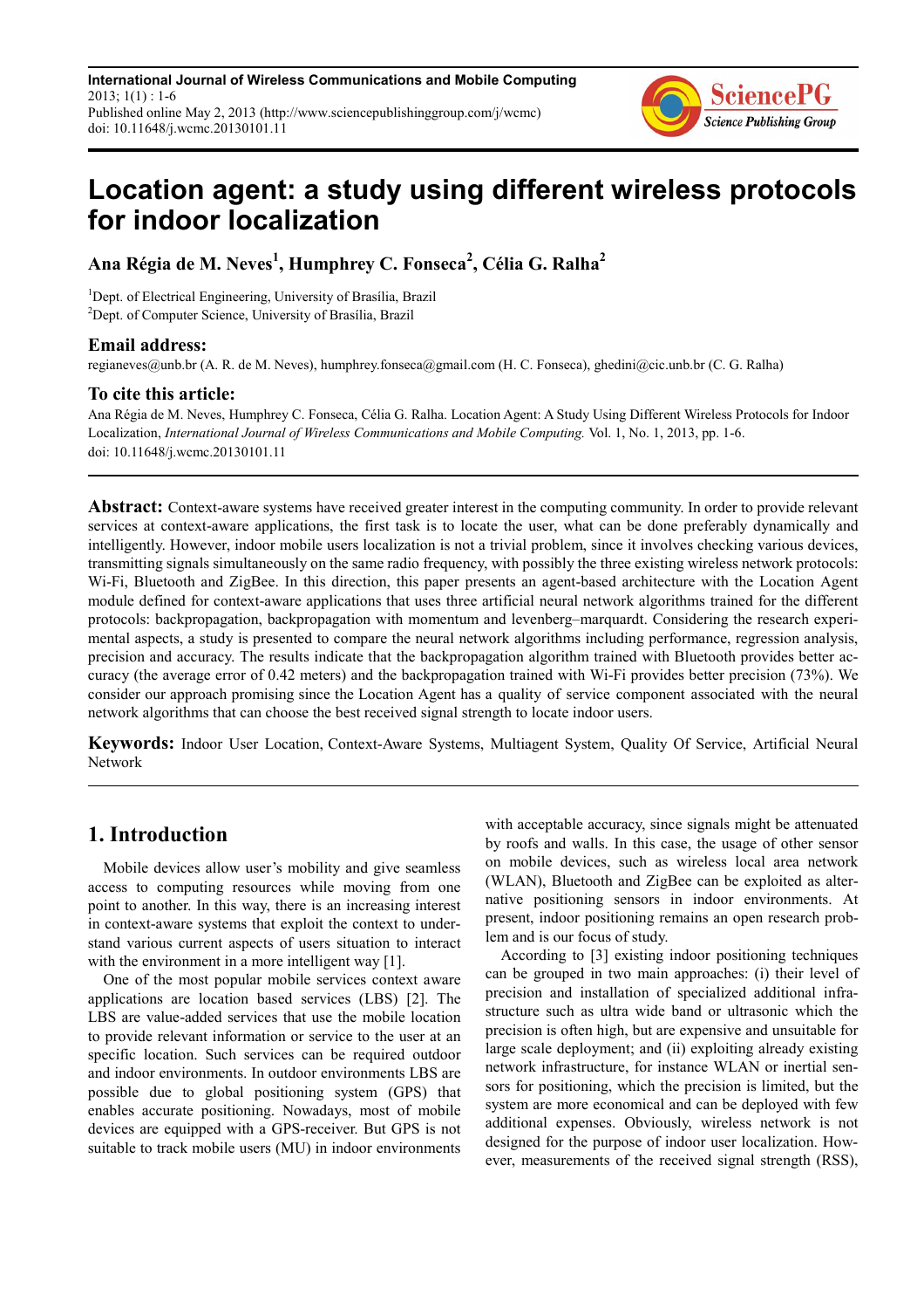International Journal of Wireless Communications and Mobile Computing
2013; 1(1) : 1-6
Published online May 2, 2013 (http://www.sciencepublishinggroup.com/j/wcmc)
doi: 10.11648/j.wcmc.20130101.11

# Location agent: a study using different wireless protocols for indoor localization

**Ana Régia de M. Neves[1], Humphrey C. Fonseca[2], Célia G. Ralha[2]**

[1]Dept. of Electrical Engineering, University of Brasília, Brazil
[2]Dept. of Computer Science, University of Brasília, Brazil

## Email address:

regianeves@unb.br (A. R. de M. Neves), humphrey.fonseca@gmail.com (H. C. Fonseca), ghedini@cic.unb.br (C. G. Ralha)

## To cite this article:

Ana Régia de M. Neves, Humphrey C. Fonseca, Célia G. Ralha. Location Agent: A Study Using Different Wireless Protocols for Indoor Localization, *International Journal of Wireless Communications and Mobile Computing.* Vol. 1, No. 1, 2013, pp. 1-6. doi: 10.11648/j.wcmc.20130101.11

---

**Abstract:** Context-aware systems have received greater interest in the computing community. In order to provide relevant services at context-aware applications, the first task is to locate the user, what can be done preferably dynamically and intelligently. However, indoor mobile users localization is not a trivial problem, since it involves checking various devices, transmitting signals simultaneously on the same radio frequency, with possibly the three existing wireless network protocols: Wi-Fi, Bluetooth and ZigBee. In this direction, this paper presents an agent-based architecture with the Location Agent module defined for context-aware applications that uses three artificial neural network algorithms trained for the different protocols: backpropagation, backpropagation with momentum and levenberg–marquardt. Considering the research experimental aspects, a study is presented to compare the neural network algorithms including performance, regression analysis, precision and accuracy. The results indicate that the backpropagation algorithm trained with Bluetooth provides better accuracy (the average error of 0.42 meters) and the backpropagation trained with Wi-Fi provides better precision (73%). We consider our approach promising since the Location Agent has a quality of service component associated with the neural network algorithms that can choose the best received signal strength to locate indoor users.

**Keywords:** Indoor User Location, Context-Aware Systems, Multiagent System, Quality Of Service, Artificial Neural Network

---

## 1. Introduction

Mobile devices allow user's mobility and give seamless access to computing resources while moving from one point to another. In this way, there is an increasing interest in context-aware systems that exploit the context to understand various current aspects of users situation to interact with the environment in a more intelligent way [1].

One of the most popular mobile services context aware applications are location based services (LBS) [2]. The LBS are value-added services that use the mobile location to provide relevant information or service to the user at an specific location. Such services can be required outdoor and indoor environments. In outdoor environments LBS are possible due to global positioning system (GPS) that enables accurate positioning. Nowadays, most of mobile devices are equipped with a GPS-receiver. But GPS is not suitable to track mobile users (MU) in indoor environments with acceptable accuracy, since signals might be attenuated by roofs and walls. In this case, the usage of other sensor on mobile devices, such as wireless local area network (WLAN), Bluetooth and ZigBee can be exploited as alternative positioning sensors in indoor environments. At present, indoor positioning remains an open research problem and is our focus of study.

According to [3] existing indoor positioning techniques can be grouped in two main approaches: (i) their level of precision and installation of specialized additional infrastructure such as ultra wide band or ultrasonic which the precision is often high, but are expensive and unsuitable for large scale deployment; and (ii) exploiting already existing network infrastructure, for instance WLAN or inertial sensors for positioning, which the precision is limited, but the system are more economical and can be deployed with few additional expenses. Obviously, wireless network is not designed for the purpose of indoor user localization. However, measurements of the received signal strength (RSS),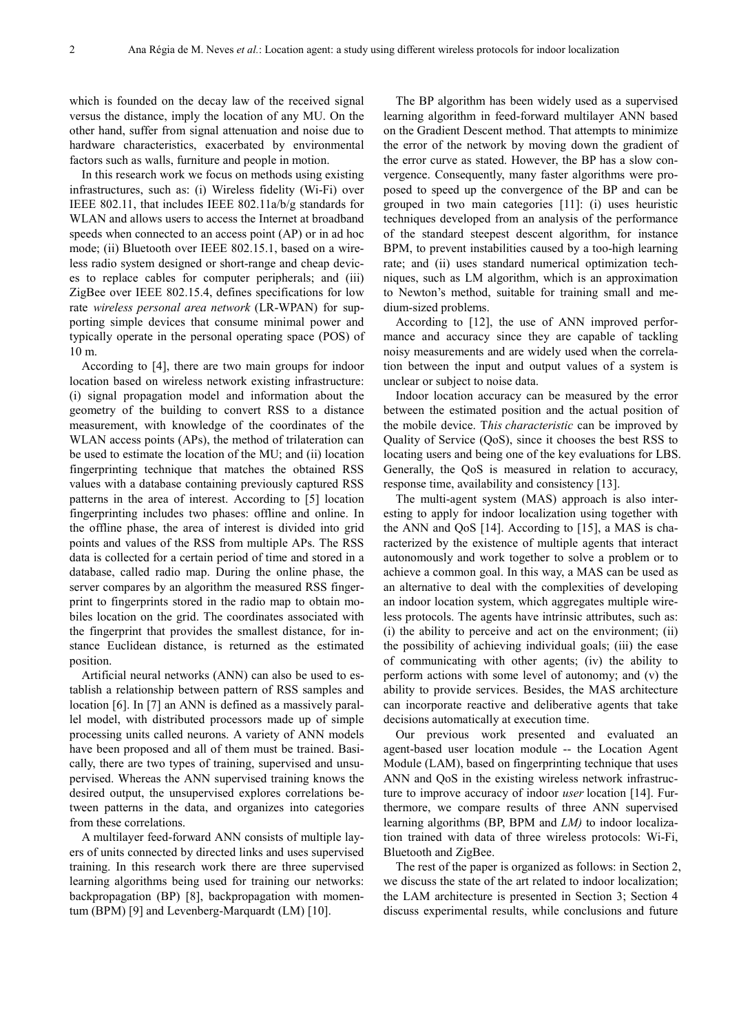which is founded on the decay law of the received signal versus the distance, imply the location of any MU. On the other hand, suffer from signal attenuation and noise due to hardware characteristics, exacerbated by environmental factors such as walls, furniture and people in motion.

In this research work we focus on methods using existing infrastructures, such as: (i) Wireless fidelity (Wi-Fi) over IEEE 802.11, that includes IEEE 802.11a/b/g standards for WLAN and allows users to access the Internet at broadband speeds when connected to an access point (AP) or in ad hoc mode; (ii) Bluetooth over IEEE 802.15.1, based on a wireless radio system designed or short-range and cheap devices to replace cables for computer peripherals; and (iii) ZigBee over IEEE 802.15.4, defines specifications for low rate *wireless personal area network* (LR-WPAN) for supporting simple devices that consume minimal power and typically operate in the personal operating space (POS) of 10 m.

According to [4], there are two main groups for indoor location based on wireless network existing infrastructure: (i) signal propagation model and information about the geometry of the building to convert RSS to a distance measurement, with knowledge of the coordinates of the WLAN access points (APs), the method of trilateration can be used to estimate the location of the MU; and (ii) location fingerprinting technique that matches the obtained RSS values with a database containing previously captured RSS patterns in the area of interest. According to [5] location fingerprinting includes two phases: offline and online. In the offline phase, the area of interest is divided into grid points and values of the RSS from multiple APs. The RSS data is collected for a certain period of time and stored in a database, called radio map. During the online phase, the server compares by an algorithm the measured RSS fingerprint to fingerprints stored in the radio map to obtain mobiles location on the grid. The coordinates associated with the fingerprint that provides the smallest distance, for instance Euclidean distance, is returned as the estimated position.

Artificial neural networks (ANN) can also be used to establish a relationship between pattern of RSS samples and location [6]. In [7] an ANN is defined as a massively parallel model, with distributed processors made up of simple processing units called neurons. A variety of ANN models have been proposed and all of them must be trained. Basically, there are two types of training, supervised and unsupervised. Whereas the ANN supervised training knows the desired output, the unsupervised explores correlations between patterns in the data, and organizes into categories from these correlations.

A multilayer feed-forward ANN consists of multiple layers of units connected by directed links and uses supervised training. In this research work there are three supervised learning algorithms being used for training our networks: backpropagation (BP) [8], backpropagation with momentum (BPM) [9] and Levenberg-Marquardt (LM) [10].

The BP algorithm has been widely used as a supervised learning algorithm in feed-forward multilayer ANN based on the Gradient Descent method. That attempts to minimize the error of the network by moving down the gradient of the error curve as stated. However, the BP has a slow convergence. Consequently, many faster algorithms were proposed to speed up the convergence of the BP and can be grouped in two main categories [11]: (i) uses heuristic techniques developed from an analysis of the performance of the standard steepest descent algorithm, for instance BPM, to prevent instabilities caused by a too-high learning rate; and (ii) uses standard numerical optimization techniques, such as LM algorithm, which is an approximation to Newton's method, suitable for training small and medium-sized problems.

According to [12], the use of ANN improved performance and accuracy since they are capable of tackling noisy measurements and are widely used when the correlation between the input and output values of a system is unclear or subject to noise data.

Indoor location accuracy can be measured by the error between the estimated position and the actual position of the mobile device. T*his characteristic* can be improved by Quality of Service (QoS), since it chooses the best RSS to locating users and being one of the key evaluations for LBS. Generally, the QoS is measured in relation to accuracy, response time, availability and consistency [13].

The multi-agent system (MAS) approach is also interesting to apply for indoor localization using together with the ANN and QoS [14]. According to [15], a MAS is characterized by the existence of multiple agents that interact autonomously and work together to solve a problem or to achieve a common goal. In this way, a MAS can be used as an alternative to deal with the complexities of developing an indoor location system, which aggregates multiple wireless protocols. The agents have intrinsic attributes, such as: (i) the ability to perceive and act on the environment; (ii) the possibility of achieving individual goals; (iii) the ease of communicating with other agents; (iv) the ability to perform actions with some level of autonomy; and (v) the ability to provide services. Besides, the MAS architecture can incorporate reactive and deliberative agents that take decisions automatically at execution time.

Our previous work presented and evaluated an agent-based user location module -- the Location Agent Module (LAM), based on fingerprinting technique that uses ANN and QoS in the existing wireless network infrastructure to improve accuracy of indoor *user* location [14]. Furthermore, we compare results of three ANN supervised learning algorithms (BP, BPM and *LM)* to indoor localization trained with data of three wireless protocols: Wi-Fi, Bluetooth and ZigBee.

The rest of the paper is organized as follows: in Section 2, we discuss the state of the art related to indoor localization; the LAM architecture is presented in Section 3; Section 4 discuss experimental results, while conclusions and future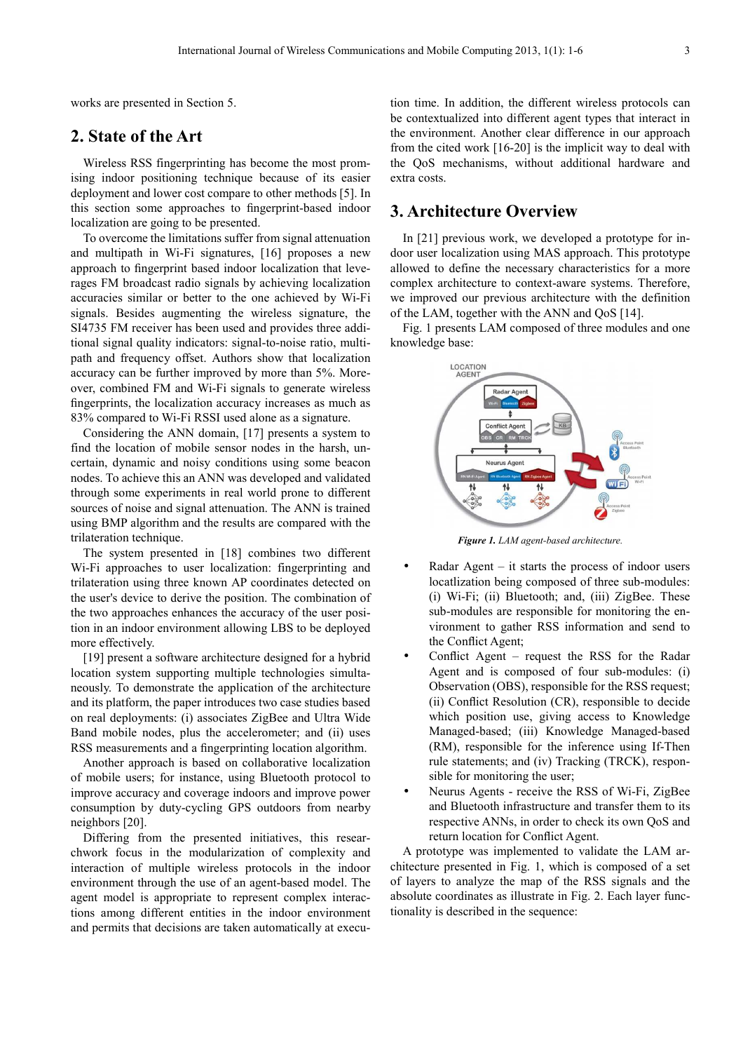works are presented in Section 5.

## 2. State of the Art

Wireless RSS fingerprinting has become the most promising indoor positioning technique because of its easier deployment and lower cost compare to other methods [5]. In this section some approaches to fingerprint-based indoor localization are going to be presented.

To overcome the limitations suffer from signal attenuation and multipath in Wi-Fi signatures, [16] proposes a new approach to fingerprint based indoor localization that leverages FM broadcast radio signals by achieving localization accuracies similar or better to the one achieved by Wi-Fi signals. Besides augmenting the wireless signature, the SI4735 FM receiver has been used and provides three additional signal quality indicators: signal-to-noise ratio, multipath and frequency offset. Authors show that localization accuracy can be further improved by more than 5%. Moreover, combined FM and Wi-Fi signals to generate wireless fingerprints, the localization accuracy increases as much as 83% compared to Wi-Fi RSSI used alone as a signature.

Considering the ANN domain, [17] presents a system to find the location of mobile sensor nodes in the harsh, uncertain, dynamic and noisy conditions using some beacon nodes. To achieve this an ANN was developed and validated through some experiments in real world prone to different sources of noise and signal attenuation. The ANN is trained using BMP algorithm and the results are compared with the trilateration technique.

The system presented in [18] combines two different Wi-Fi approaches to user localization: fingerprinting and trilateration using three known AP coordinates detected on the user's device to derive the position. The combination of the two approaches enhances the accuracy of the user position in an indoor environment allowing LBS to be deployed more effectively.

[19] present a software architecture designed for a hybrid location system supporting multiple technologies simultaneously. To demonstrate the application of the architecture and its platform, the paper introduces two case studies based on real deployments: (i) associates ZigBee and Ultra Wide Band mobile nodes, plus the accelerometer; and (ii) uses RSS measurements and a fingerprinting location algorithm.

Another approach is based on collaborative localization of mobile users; for instance, using Bluetooth protocol to improve accuracy and coverage indoors and improve power consumption by duty-cycling GPS outdoors from nearby neighbors [20].

Differing from the presented initiatives, this researchwork focus in the modularization of complexity and interaction of multiple wireless protocols in the indoor environment through the use of an agent-based model. The agent model is appropriate to represent complex interactions among different entities in the indoor environment and permits that decisions are taken automatically at execution time. In addition, the different wireless protocols can be contextualized into different agent types that interact in the environment. Another clear difference in our approach from the cited work [16-20] is the implicit way to deal with the QoS mechanisms, without additional hardware and extra costs.

## 3. Architecture Overview

In [21] previous work, we developed a prototype for indoor user localization using MAS approach. This prototype allowed to define the necessary characteristics for a more complex architecture to context-aware systems. Therefore, we improved our previous architecture with the definition of the LAM, together with the ANN and QoS [14].

Fig. 1 presents LAM composed of three modules and one knowledge base:

*Figure 1. LAM agent-based architecture.*

- Radar Agent – it starts the process of indoor users locatlization being composed of three sub-modules: (i) Wi-Fi; (ii) Bluetooth; and, (iii) ZigBee. These sub-modules are responsible for monitoring the environment to gather RSS information and send to the Conflict Agent;
- Conflict Agent – request the RSS for the Radar Agent and is composed of four sub-modules: (i) Observation (OBS), responsible for the RSS request; (ii) Conflict Resolution (CR), responsible to decide which position use, giving access to Knowledge Managed-based; (iii) Knowledge Managed-based (RM), responsible for the inference using If-Then rule statements; and (iv) Tracking (TRCK), responsible for monitoring the user;
- Neurus Agents - receive the RSS of Wi-Fi, ZigBee and Bluetooth infrastructure and transfer them to its respective ANNs, in order to check its own QoS and return location for Conflict Agent.

A prototype was implemented to validate the LAM architecture presented in Fig. 1, which is composed of a set of layers to analyze the map of the RSS signals and the absolute coordinates as illustrate in Fig. 2. Each layer functionality is described in the sequence: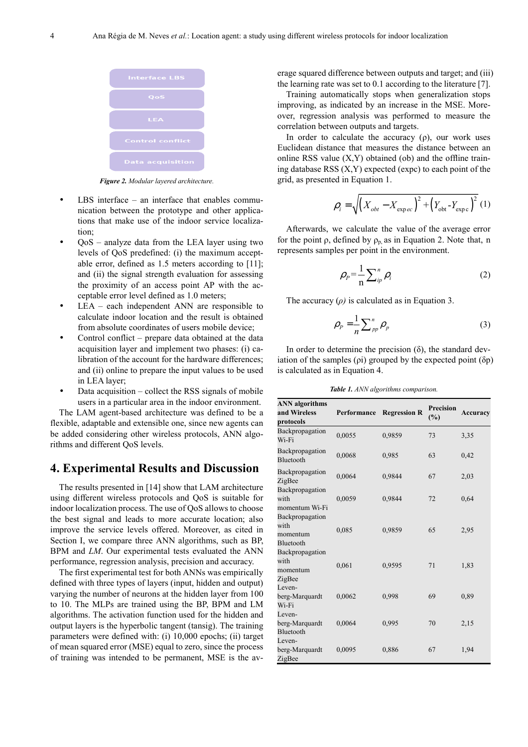Interface LBS

QoS

LEA

Control conflict

Data acquisition

*Figure 2. Modular layered architecture.*

- LBS interface – an interface that enables communication between the prototype and other applications that make use of the indoor service localization;
- QoS – analyze data from the LEA layer using two levels of QoS predefined: (i) the maximum acceptable error, defined as 1.5 meters according to [11]; and (ii) the signal strength evaluation for assessing the proximity of an access point AP with the acceptable error level defined as 1.0 meters;
- LEA – each independent ANN are responsible to calculate indoor location and the result is obtained from absolute coordinates of users mobile device;
- Control conflict – prepare data obtained at the data acquisition layer and implement two phases: (i) calibration of the account for the hardware differences; and (ii) online to prepare the input values to be used in LEA layer;
- Data acquisition – collect the RSS signals of mobile users in a particular area in the indoor environment.

The LAM agent-based architecture was defined to be a flexible, adaptable and extensible one, since new agents can be added considering other wireless protocols, ANN algorithms and different QoS levels.

## 4. Experimental Results and Discussion

The results presented in [14] show that LAM architecture using different wireless protocols and QoS is suitable for indoor localization process. The use of QoS allows to choose the best signal and leads to more accurate location; also improve the service levels offered. Moreover, as cited in Section I, we compare three ANN algorithms, such as BP, BPM and *LM*. Our experimental tests evaluated the ANN performance, regression analysis, precision and accuracy.

The first experimental test for both ANNs was empirically defined with three types of layers (input, hidden and output) varying the number of neurons at the hidden layer from 100 to 10. The MLPs are trained using the BP, BPM and LM algorithms. The activation function used for the hidden and output layers is the hyperbolic tangent (tansig). The training parameters were defined with: (i) 10,000 epochs; (ii) target of mean squared error (MSE) equal to zero, since the process of training was intended to be permanent, MSE is the average squared difference between outputs and target; and (iii) the learning rate was set to 0.1 according to the literature [7].

Training automatically stops when generalization stops improving, as indicated by an increase in the MSE. Moreover, regression analysis was performed to measure the correlation between outputs and targets.

In order to calculate the accuracy (ρ), our work uses Euclidean distance that measures the distance between an online RSS value (X,Y) obtained (ob) and the offline training database RSS (X,Y) expected (expc) to each point of the grid, as presented in Equation 1.

$$\rho_i = \sqrt{\left(X_{obt} - X_{expec}\right)^2 + \left(Y_{obt} - Y_{expc}\right)^2} \quad (1)$$

Afterwards, we calculate the value of the average error for the point ρ, defined by $\rho_p$, as in Equation 2. Note that, n represents samples per point in the environment.

$$\rho_P = \frac{1}{n}\sum_{ip}^{n} \rho_i \quad (2)$$

The accuracy (*ρ)* is calculated as in Equation 3.

$$\rho_P = \frac{1}{n}\sum_{pp}^{n} \rho_p \quad (3)$$

In order to determine the precision (δ), the standard deviation of the samples (ρi) grouped by the expected point (δp) is calculated as in Equation 4.

***Table 1.*** *ANN algorithms comparison.*

| ANN algorithms and Wireless protocols | Performance | Regression R | Precision (%) | Accuracy |
|---|---|---|---|---|
| Backpropagation Wi-Fi | 0,0055 | 0,9859 | 73 | 3,35 |
| Backpropagation Bluetooth | 0,0068 | 0,985 | 63 | 0,42 |
| Backpropagation ZigBee | 0,0064 | 0,9844 | 67 | 2,03 |
| Backpropagation with momentum Wi-Fi | 0,0059 | 0,9844 | 72 | 0,64 |
| Backpropagation with momentum Bluetooth | 0,085 | 0,9859 | 65 | 2,95 |
| Backpropagation with momentum ZigBee | 0,061 | 0,9595 | 71 | 1,83 |
| Levenberg-Marquardt Wi-Fi | 0,0062 | 0,998 | 69 | 0,89 |
| Levenberg-Marquardt Bluetooth | 0,0064 | 0,995 | 70 | 2,15 |
| Levenberg-Marquardt ZigBee | 0,0095 | 0,886 | 67 | 1,94 |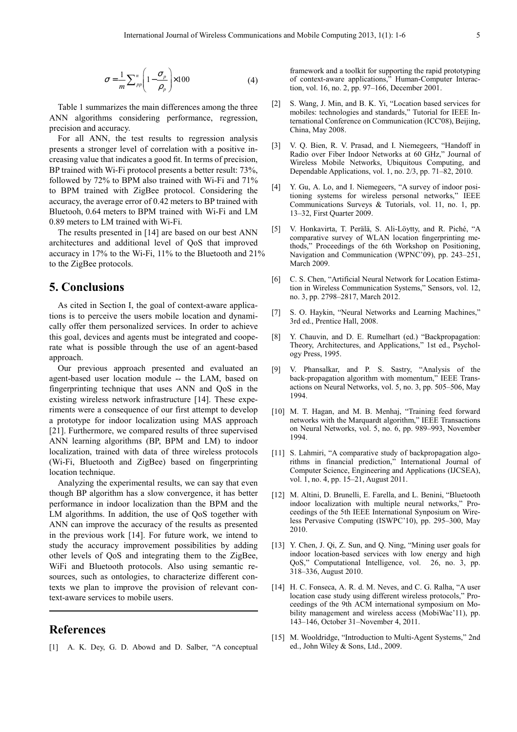$$\sigma = \frac{1}{m}\sum_{pp}^{n}\left(1-\frac{\sigma_p}{\rho_p}\right)\times 100 \quad (4)$$

Table 1 summarizes the main differences among the three ANN algorithms considering performance, regression, precision and accuracy.

For all ANN, the test results to regression analysis presents a stronger level of correlation with a positive increasing value that indicates a good fit. In terms of precision, BP trained with Wi-Fi protocol presents a better result: 73%, followed by 72% to BPM also trained with Wi-Fi and 71% to BPM trained with ZigBee protocol. Considering the accuracy, the average error of 0.42 meters to BP trained with Bluetooh, 0.64 meters to BPM trained with Wi-Fi and LM 0.89 meters to LM trained with Wi-Fi.

The results presented in [14] are based on our best ANN architectures and additional level of QoS that improved accuracy in 17% to the Wi-Fi, 11% to the Bluetooth and 21% to the ZigBee protocols.

# 5. Conclusions

As cited in Section I, the goal of context-aware applications is to perceive the users mobile location and dynamically offer them personalized services. In order to achieve this goal, devices and agents must be integrated and cooperate what is possible through the use of an agent-based approach.

Our previous approach presented and evaluated an agent-based user location module -- the LAM, based on fingerprinting technique that uses ANN and QoS in the existing wireless network infrastructure [14]. These experiments were a consequence of our first attempt to develop a prototype for indoor localization using MAS approach [21]. Furthermore, we compared results of three supervised ANN learning algorithms (BP, BPM and LM) to indoor localization, trained with data of three wireless protocols (Wi-Fi, Bluetooth and ZigBee) based on fingerprinting location technique.

Analyzing the experimental results, we can say that even though BP algorithm has a slow convergence, it has better performance in indoor localization than the BPM and the LM algorithms. In addition, the use of QoS together with ANN can improve the accuracy of the results as presented in the previous work [14]. For future work, we intend to study the accuracy improvement possibilities by adding other levels of QoS and integrating them to the ZigBee, WiFi and Bluetooth protocols. Also using semantic resources, such as ontologies, to characterize different contexts we plan to improve the provision of relevant context-aware services to mobile users.

# References

[1] A. K. Dey, G. D. Abowd and D. Salber, "A conceptual framework and a toolkit for supporting the rapid prototyping of context-aware applications," Human-Computer Interaction, vol. 16, no. 2, pp. 97–166, December 2001.

[2] S. Wang, J. Min, and B. K. Yi, "Location based services for mobiles: technologies and standards," Tutorial for IEEE International Conference on Communication (ICC'08), Beijing, China, May 2008.

[3] V. Q. Bien, R. V. Prasad, and I. Niemegeers, "Handoff in Radio over Fiber Indoor Networks at 60 GHz," Journal of Wireless Mobile Networks, Ubiquitous Computing, and Dependable Applications, vol. 1, no. 2/3, pp. 71–82, 2010.

[4] Y. Gu, A. Lo, and I. Niemegeers, "A survey of indoor positioning systems for wireless personal networks," IEEE Communications Surveys & Tutorials, vol. 11, no. 1, pp. 13–32, First Quarter 2009.

[5] V. Honkavirta, T. Perälä, S. Ali-Löytty, and R. Piché, "A comparative survey of WLAN location fingerprinting methods," Proceedings of the 6th Workshop on Positioning, Navigation and Communication (WPNC'09), pp. 243–251, March 2009.

[6] C. S. Chen, "Artificial Neural Network for Location Estimation in Wireless Communication Systems," Sensors, vol. 12, no. 3, pp. 2798–2817, March 2012.

[7] S. O. Haykin, "Neural Networks and Learning Machines," 3rd ed., Prentice Hall, 2008.

[8] Y. Chauvin, and D. E. Rumelhart (ed.) "Backpropagation: Theory, Architectures, and Applications," 1st ed., Psychology Press, 1995.

[9] V. Phansalkar, and P. S. Sastry, "Analysis of the back-propagation algorithm with momentum," IEEE Transactions on Neural Networks, vol. 5, no. 3, pp. 505–506, May 1994.

[10] M. T. Hagan, and M. B. Menhaj, "Training feed forward networks with the Marquardt algorithm," IEEE Transactions on Neural Networks, vol. 5, no. 6, pp. 989–993, November 1994.

[11] S. Lahmiri, "A comparative study of backpropagation algorithms in financial prediction," International Journal of Computer Science, Engineering and Applications (IJCSEA), vol. 1, no. 4, pp. 15–21, August 2011.

[12] M. Altini, D. Brunelli, E. Farella, and L. Benini, "Bluetooth indoor localization with multiple neural networks," Proceedings of the 5th IEEE International Synposium on Wireless Pervasive Computing (ISWPC'10), pp. 295–300, May 2010.

[13] Y. Chen, J. Qi, Z. Sun, and Q. Ning, "Mining user goals for indoor location-based services with low energy and high QoS," Computational Intelligence, vol. 26, no. 3, pp. 318–336, August 2010.

[14] H. C. Fonseca, A. R. d. M. Neves, and C. G. Ralha, "A user location case study using different wireless protocols," Proceedings of the 9th ACM international symposium on Mobility management and wireless access (MobiWac'11), pp. 143–146, October 31–November 4, 2011.

[15] M. Wooldridge, "Introduction to Multi-Agent Systems," 2nd ed., John Wiley & Sons, Ltd., 2009.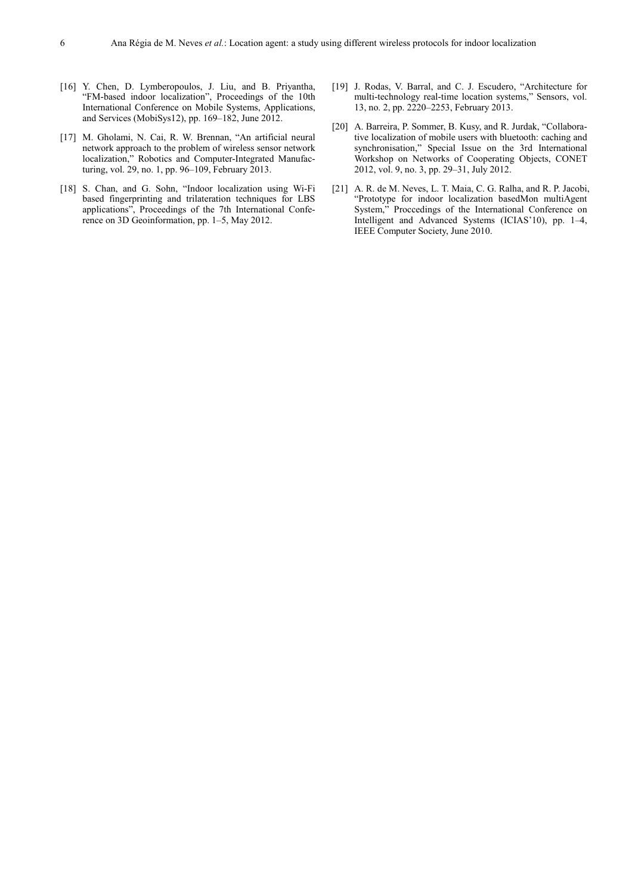[16] Y. Chen, D. Lymberopoulos, J. Liu, and B. Priyantha, "FM-based indoor localization", Proceedings of the 10th International Conference on Mobile Systems, Applications, and Services (MobiSys12), pp. 169–182, June 2012.

[17] M. Gholami, N. Cai, R. W. Brennan, "An artificial neural network approach to the problem of wireless sensor network localization," Robotics and Computer-Integrated Manufacturing, vol. 29, no. 1, pp. 96–109, February 2013.

[18] S. Chan, and G. Sohn, "Indoor localization using Wi-Fi based fingerprinting and trilateration techniques for LBS applications", Proceedings of the 7th International Conference on 3D Geoinformation, pp. 1–5, May 2012.

[19] J. Rodas, V. Barral, and C. J. Escudero, "Architecture for multi-technology real-time location systems," Sensors, vol. 13, no. 2, pp. 2220–2253, February 2013.

[20] A. Barreira, P. Sommer, B. Kusy, and R. Jurdak, "Collaborative localization of mobile users with bluetooth: caching and synchronisation," Special Issue on the 3rd International Workshop on Networks of Cooperating Objects, CONET 2012, vol. 9, no. 3, pp. 29–31, July 2012.

[21] A. R. de M. Neves, L. T. Maia, C. G. Ralha, and R. P. Jacobi, "Prototype for indoor localization basedMon multiAgent System," Proccedings of the International Conference on Intelligent and Advanced Systems (ICIAS'10), pp. 1–4, IEEE Computer Society, June 2010.